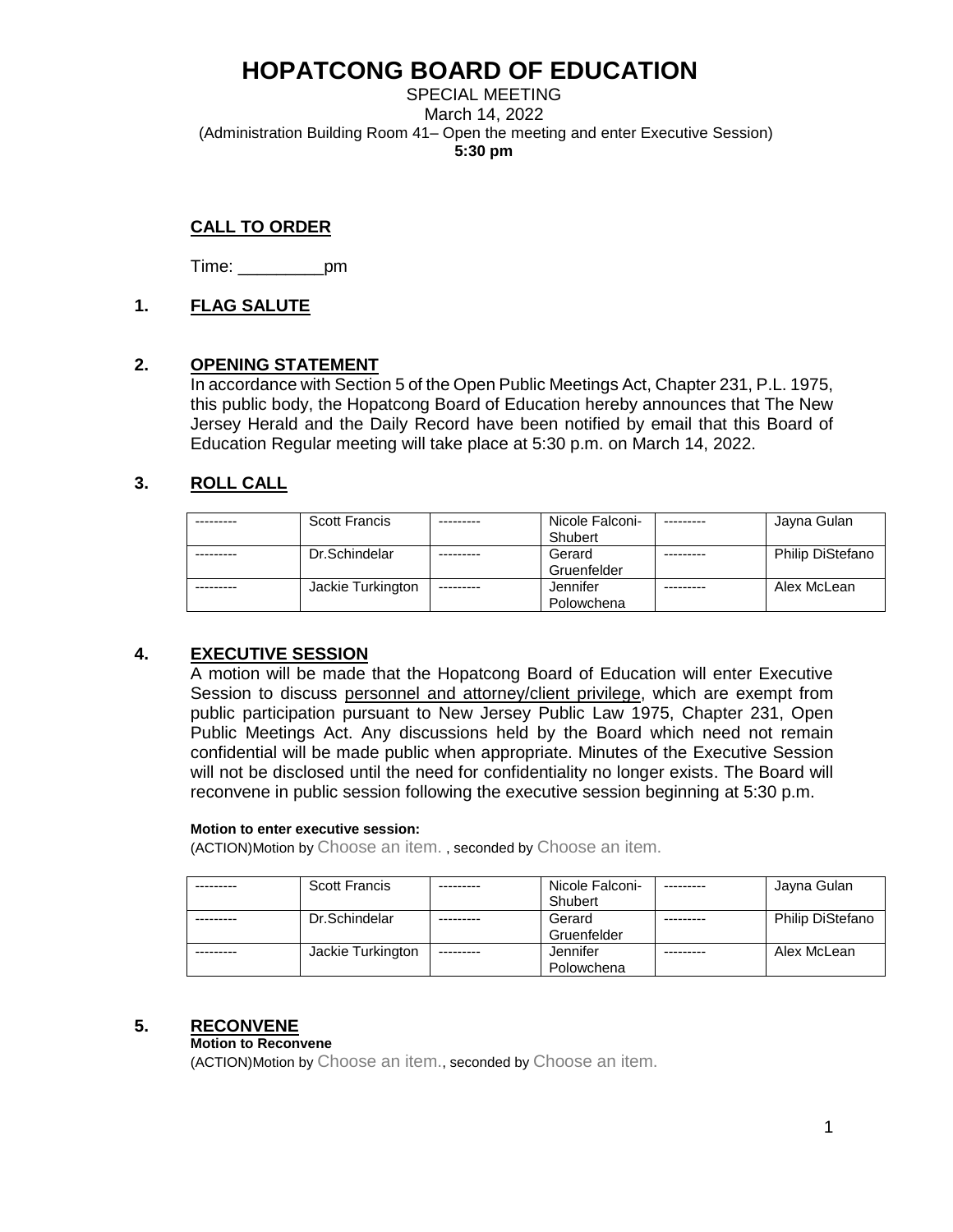# HOPATCONG BOARD OF EDUCATION

SPECIAL MEETING
March 14, 2022
(Administration Building Room 41– Open the meeting and enter Executive Session)
**5:30 pm**

**CALL TO ORDER**

Time: _________pm

## 1. FLAG SALUTE

## 2. OPENING STATEMENT

In accordance with Section 5 of the Open Public Meetings Act, Chapter 231, P.L. 1975, this public body, the Hopatcong Board of Education hereby announces that The New Jersey Herald and the Daily Record have been notified by email that this Board of Education Regular meeting will take place at 5:30 p.m. on March 14, 2022.

## 3. ROLL CALL

| | | | | | |
|---|---|---|---|---|---|
| --------- | Scott Francis | --------- | Nicole Falconi-Shubert | --------- | Jayna Gulan |
| --------- | Dr.Schindelar | --------- | Gerard Gruenfelder | --------- | Philip DiStefano |
| --------- | Jackie Turkington | --------- | Jennifer Polowchena | --------- | Alex McLean |

## 4. EXECUTIVE SESSION

A motion will be made that the Hopatcong Board of Education will enter Executive Session to discuss personnel and attorney/client privilege, which are exempt from public participation pursuant to New Jersey Public Law 1975, Chapter 231, Open Public Meetings Act. Any discussions held by the Board which need not remain confidential will be made public when appropriate. Minutes of the Executive Session will not be disclosed until the need for confidentiality no longer exists. The Board will reconvene in public session following the executive session beginning at 5:30 p.m.

**Motion to enter executive session:**
(ACTION)Motion by Choose an item. , seconded by Choose an item.

| | | | | | |
|---|---|---|---|---|---|
| --------- | Scott Francis | --------- | Nicole Falconi-Shubert | --------- | Jayna Gulan |
| --------- | Dr.Schindelar | --------- | Gerard Gruenfelder | --------- | Philip DiStefano |
| --------- | Jackie Turkington | --------- | Jennifer Polowchena | --------- | Alex McLean |

## 5. RECONVENE

**Motion to Reconvene**
(ACTION)Motion by Choose an item., seconded by Choose an item.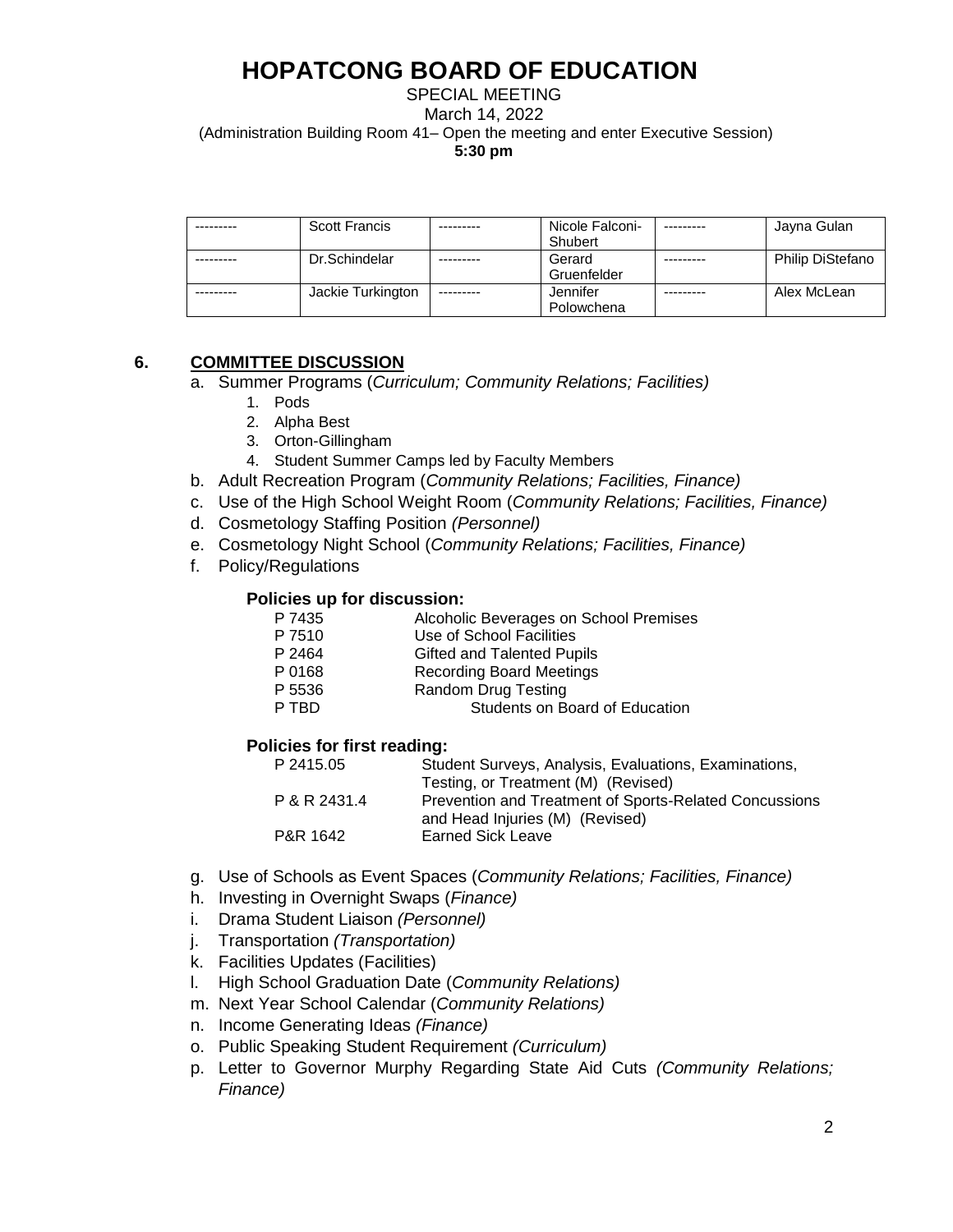# HOPATCONG BOARD OF EDUCATION

SPECIAL MEETING
March 14, 2022
(Administration Building Room 41– Open the meeting and enter Executive Session)
**5:30 pm**

| | | | | | |
|---|---|---|---|---|---|
| --------- | Scott Francis | --------- | Nicole Falconi-Shubert | --------- | Jayna Gulan |
| --------- | Dr.Schindelar | --------- | Gerard Gruenfelder | --------- | Philip DiStefano |
| --------- | Jackie Turkington | --------- | Jennifer Polowchena | --------- | Alex McLean |

## 6. COMMITTEE DISCUSSION

a. Summer Programs (*Curriculum; Community Relations; Facilities)*
   1. Pods
   2. Alpha Best
   3. Orton-Gillingham
   4. Student Summer Camps led by Faculty Members

b. Adult Recreation Program (*Community Relations; Facilities, Finance)*

c. Use of the High School Weight Room (*Community Relations; Facilities, Finance)*

d. Cosmetology Staffing Position *(Personnel)*

e. Cosmetology Night School (*Community Relations; Facilities, Finance)*

f. Policy/Regulations

**Policies up for discussion:**

| | |
|---|---|
| P 7435 | Alcoholic Beverages on School Premises |
| P 7510 | Use of School Facilities |
| P 2464 | Gifted and Talented Pupils |
| P 0168 | Recording Board Meetings |
| P 5536 | Random Drug Testing |
| P TBD | Students on Board of Education |

**Policies for first reading:**

| | |
|---|---|
| P 2415.05 | Student Surveys, Analysis, Evaluations, Examinations, Testing, or Treatment (M) (Revised) |
| P & R 2431.4 | Prevention and Treatment of Sports-Related Concussions and Head Injuries (M) (Revised) |
| P&R 1642 | Earned Sick Leave |

g. Use of Schools as Event Spaces (*Community Relations; Facilities, Finance)*

h. Investing in Overnight Swaps (*Finance)*

i. Drama Student Liaison *(Personnel)*

j. Transportation *(Transportation)*

k. Facilities Updates (Facilities)

l. High School Graduation Date (*Community Relations)*

m. Next Year School Calendar (*Community Relations)*

n. Income Generating Ideas *(Finance)*

o. Public Speaking Student Requirement *(Curriculum)*

p. Letter to Governor Murphy Regarding State Aid Cuts *(Community Relations; Finance)*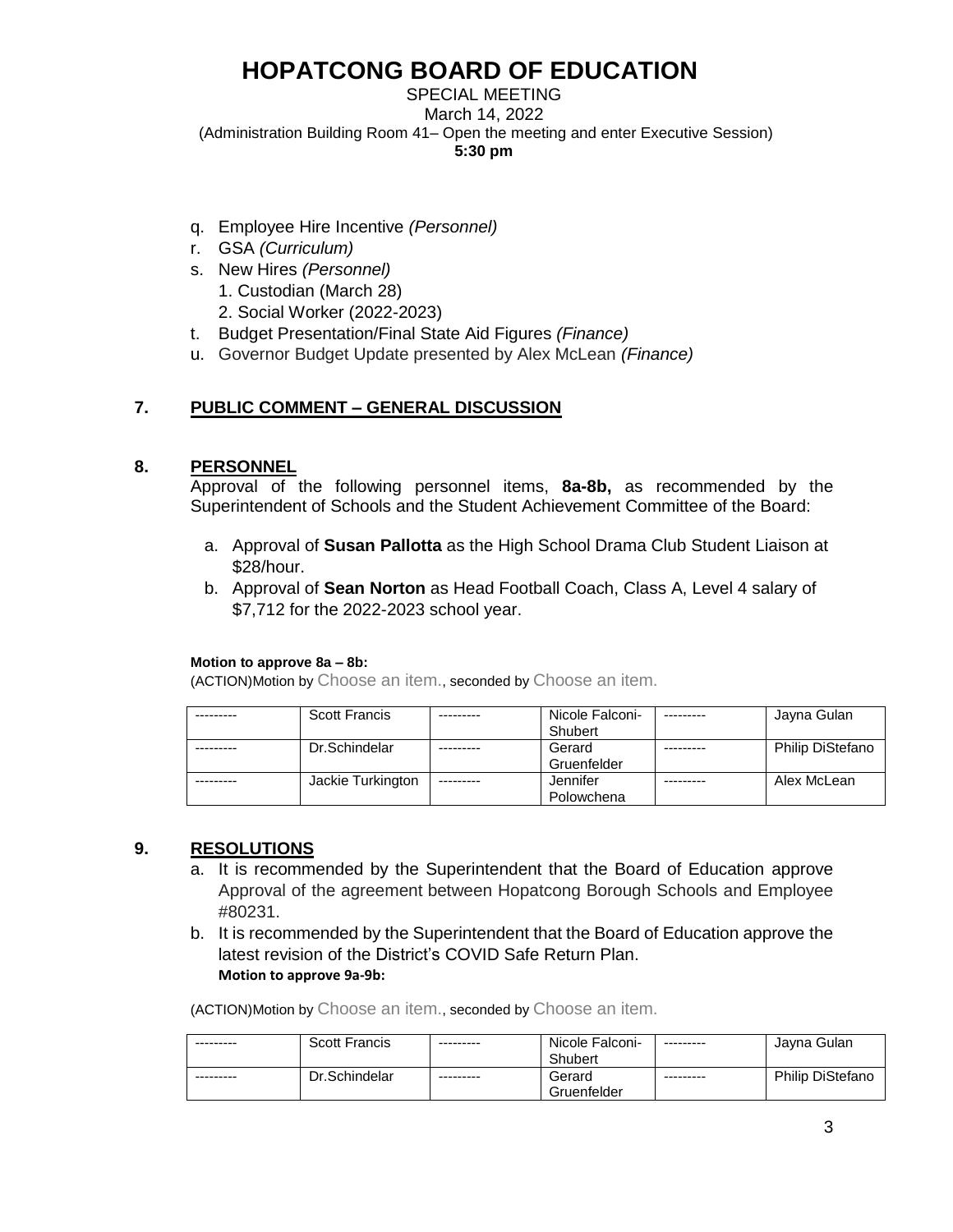# HOPATCONG BOARD OF EDUCATION

SPECIAL MEETING
March 14, 2022
(Administration Building Room 41– Open the meeting and enter Executive Session)
**5:30 pm**

q. Employee Hire Incentive *(Personnel)*
r. GSA *(Curriculum)*
s. New Hires *(Personnel)*
   1. Custodian (March 28)
   2. Social Worker (2022-2023)
t. Budget Presentation/Final State Aid Figures *(Finance)*
u. Governor Budget Update presented by Alex McLean *(Finance)*

## 7. PUBLIC COMMENT – GENERAL DISCUSSION

## 8. PERSONNEL

Approval of the following personnel items, **8a-8b,** as recommended by the Superintendent of Schools and the Student Achievement Committee of the Board:

a. Approval of **Susan Pallotta** as the High School Drama Club Student Liaison at $28/hour.
b. Approval of **Sean Norton** as Head Football Coach, Class A, Level 4 salary of $7,712 for the 2022-2023 school year.

**Motion to approve 8a – 8b:**
(ACTION)Motion by Choose an item., seconded by Choose an item.

| --------- | Scott Francis | --------- | Nicole Falconi-Shubert | --------- | Jayna Gulan |
|---|---|---|---|---|---|
| --------- | Dr.Schindelar | --------- | Gerard Gruenfelder | --------- | Philip DiStefano |
| --------- | Jackie Turkington | --------- | Jennifer Polowchena | --------- | Alex McLean |

## 9. RESOLUTIONS

a. It is recommended by the Superintendent that the Board of Education approve Approval of the agreement between Hopatcong Borough Schools and Employee #80231.
b. It is recommended by the Superintendent that the Board of Education approve the latest revision of the District's COVID Safe Return Plan.
   **Motion to approve 9a-9b:**

(ACTION)Motion by Choose an item., seconded by Choose an item.

| --------- | Scott Francis | --------- | Nicole Falconi-Shubert | --------- | Jayna Gulan |
|---|---|---|---|---|---|
| --------- | Dr.Schindelar | --------- | Gerard Gruenfelder | --------- | Philip DiStefano |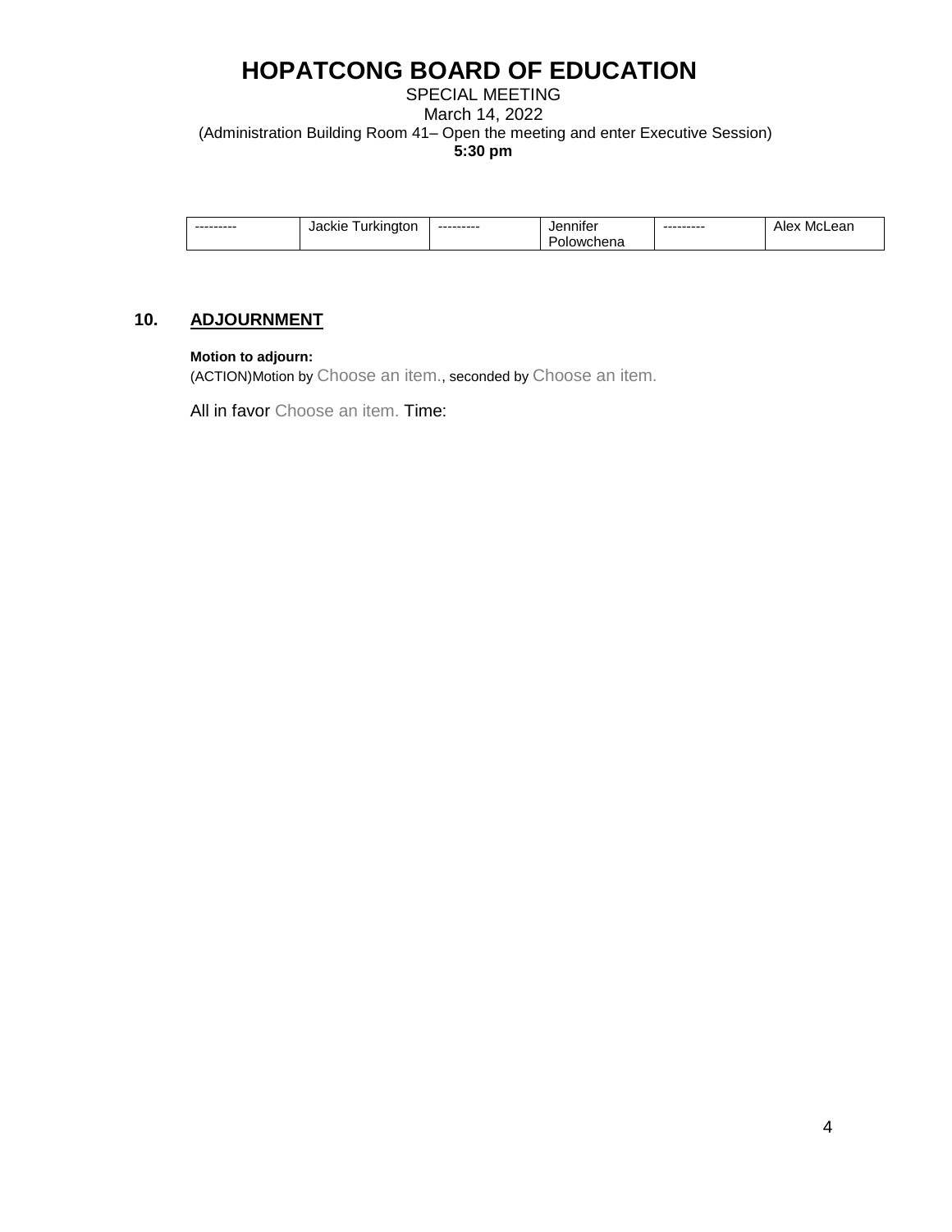# HOPATCONG BOARD OF EDUCATION

SPECIAL MEETING

March 14, 2022

(Administration Building Room 41– Open the meeting and enter Executive Session)

**5:30 pm**

| | | | | | |
|---|---|---|---|---|---|
| --------- | Jackie Turkington | --------- | Jennifer Polowchena | --------- | Alex McLean |

## 10. ADJOURNMENT

**Motion to adjourn:**

(ACTION)Motion by Choose an item., seconded by Choose an item.

All in favor Choose an item. Time: